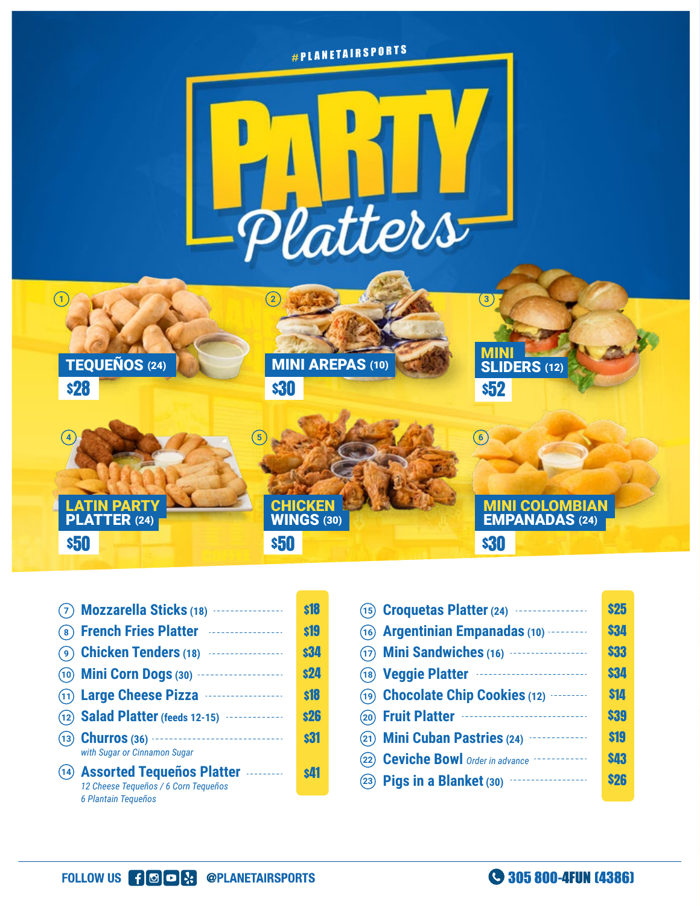#PLANETAIRSPORTS

# PARTY Platters

1. **TEQUEÑOS (24)** — $28
2. **MINI AREPAS (10)** — $30
3. **MINI SLIDERS (12)** — $52
4. **LATIN PARTY PLATTER (24)** — $50
5. **CHICKEN WINGS (30)** — $50
6. **MINI COLOMBIAN EMPANADAS (24)** — $30

| # | Item | Price |
|---|---|---|
| 7 | **Mozzarella Sticks** (18) | $18 |
| 8 | **French Fries Platter** | $19 |
| 9 | **Chicken Tenders** (18) | $34 |
| 10 | **Mini Corn Dogs** (30) | $24 |
| 11 | **Large Cheese Pizza** | $18 |
| 12 | **Salad Platter** (feeds 12-15) | $26 |
| 13 | **Churros** (36) *with Sugar or Cinnamon Sugar* | $31 |
| 14 | **Assorted Tequeños Platter** *12 Cheese Tequeños / 6 Corn Tequeños 6 Plantain Tequeños* | $41 |
| 15 | **Croquetas Platter** (24) | $25 |
| 16 | **Argentinian Empanadas** (10) | $34 |
| 17 | **Mini Sandwiches** (16) | $33 |
| 18 | **Veggie Platter** | $34 |
| 19 | **Chocolate Chip Cookies** (12) | $14 |
| 20 | **Fruit Platter** | $39 |
| 21 | **Mini Cuban Pastries** (24) | $19 |
| 22 | **Ceviche Bowl** *Order in advance* | $43 |
| 23 | **Pigs in a Blanket** (30) | $26 |

FOLLOW US @PLANETAIRSPORTS

305 800-4FUN (4386)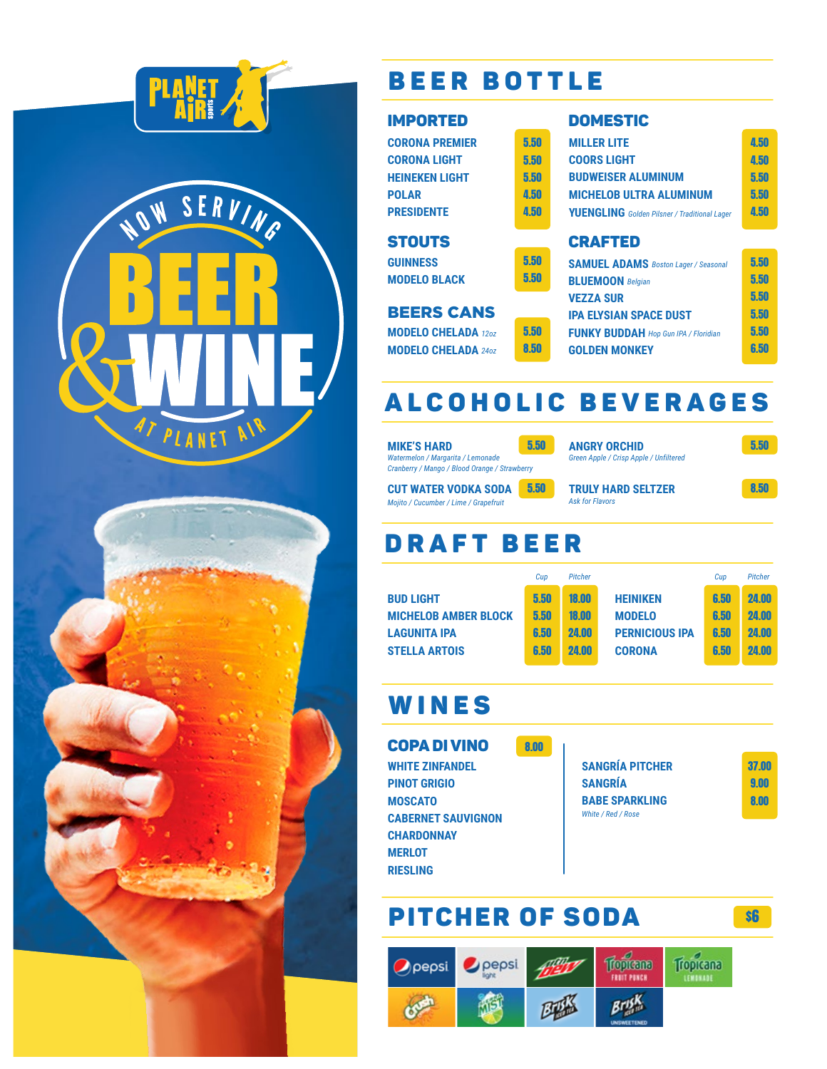PLANET AIR sports

NOW SERVING

# BEER & WINE

AT PLANET AIR

# BEER BOTTLE

## IMPORTED

| | |
|---|---|
| CORONA PREMIER | 5.50 |
| CORONA LIGHT | 5.50 |
| HEINEKEN LIGHT | 5.50 |
| POLAR | 4.50 |
| PRESIDENTE | 4.50 |

## DOMESTIC

| | |
|---|---|
| MILLER LITE | 4.50 |
| COORS LIGHT | 4.50 |
| BUDWEISER ALUMINUM | 5.50 |
| MICHELOB ULTRA ALUMINUM | 5.50 |
| YUENGLING *Golden Pilsner / Traditional Lager* | 4.50 |

## STOUTS

| | |
|---|---|
| GUINNESS | 5.50 |
| MODELO BLACK | 5.50 |

## BEERS CANS

| | |
|---|---|
| MODELO CHELADA *12oz* | 5.50 |
| MODELO CHELADA *24oz* | 8.50 |

## CRAFTED

| | |
|---|---|
| SAMUEL ADAMS *Boston Lager / Seasonal* | 5.50 |
| BLUEMOON *Belgian* | 5.50 |
| VEZZA SUR | 5.50 |
| IPA ELYSIAN SPACE DUST | 5.50 |
| FUNKY BUDDAH *Hop Gun IPA / Floridian* | 5.50 |
| GOLDEN MONKEY | 6.50 |

# ALCOHOLIC BEVERAGES

| | |
|---|---|
| MIKE'S HARD *Watermelon / Margarita / Lemonade Cranberry / Mango / Blood Orange / Strawberry* | 5.50 |
| CUT WATER VODKA SODA *Mojito / Cucumber / Lime / Grapefruit* | 5.50 |
| ANGRY ORCHID *Green Apple / Crisp Apple / Unfiltered* | 5.50 |
| TRULY HARD SELTZER *Ask for Flavors* | 8.50 |

# DRAFT BEER

| | Cup | Pitcher |
|---|---|---|
| BUD LIGHT | 5.50 | 18.00 |
| MICHELOB AMBER BLOCK | 5.50 | 18.00 |
| LAGUNITA IPA | 6.50 | 24.00 |
| STELLA ARTOIS | 6.50 | 24.00 |
| HEINIKEN | 6.50 | 24.00 |
| MODELO | 6.50 | 24.00 |
| PERNICIOUS IPA | 6.50 | 24.00 |
| CORONA | 6.50 | 24.00 |

# WINES

## COPA DI VINO — 8.00

- WHITE ZINFANDEL
- PINOT GRIGIO
- MOSCATO
- CABERNET SAUVIGNON
- CHARDONNAY
- MERLOT
- RIESLING

| | |
|---|---|
| SANGRÍA PITCHER | 37.00 |
| SANGRÍA | 9.00 |
| BABE SPARKLING *White / Red / Rose* | 8.00 |

# PITCHER OF SODA — $6

pepsi, pepsi light, Mtn Dew, Tropicana Fruit Punch, Tropicana Lemonade, Crush, Sierra Mist, Brisk Iced Tea, Brisk Iced Tea Unsweetened